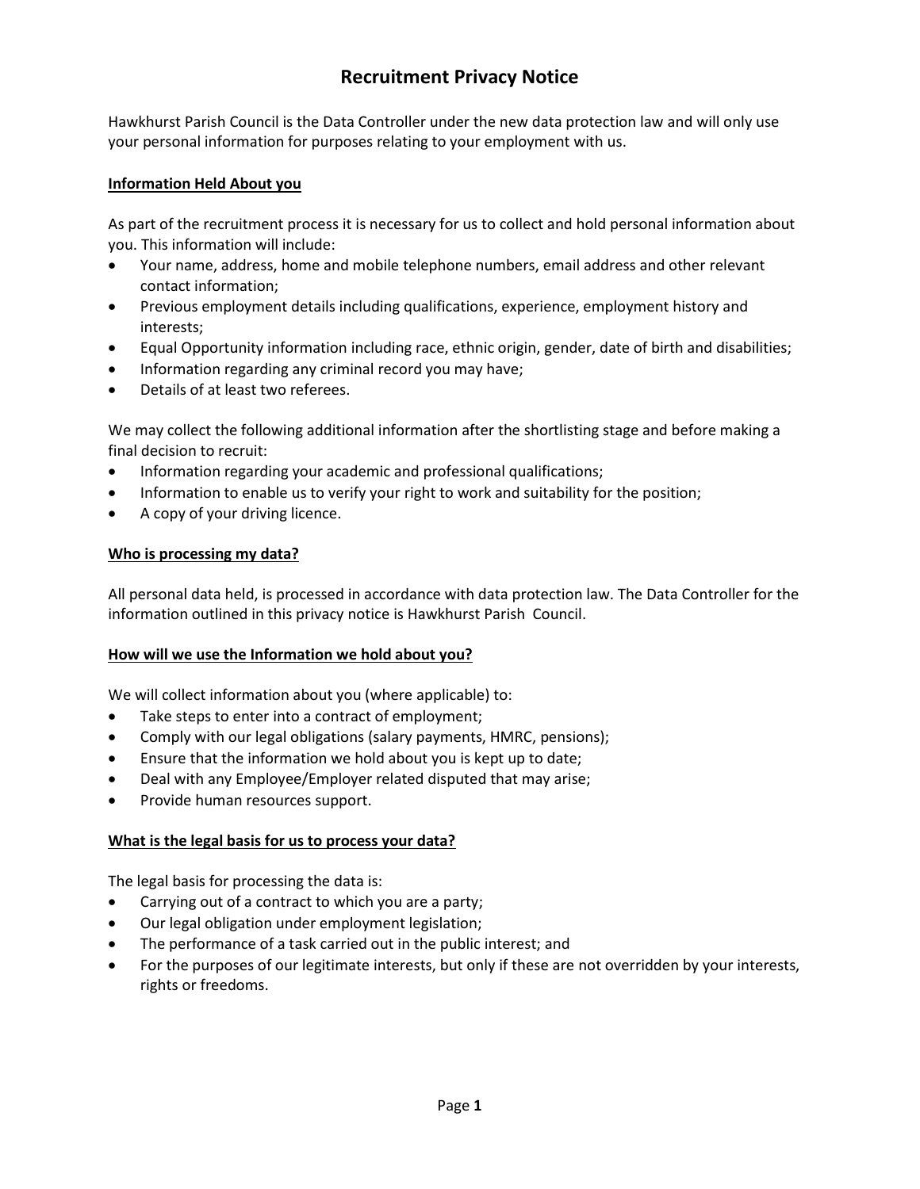# Recruitment Privacy Notice

Hawkhurst Parish Council is the Data Controller under the new data protection law and will only use your personal information for purposes relating to your employment with us.

## Information Held About you

As part of the recruitment process it is necessary for us to collect and hold personal information about you. This information will include:

- Your name, address, home and mobile telephone numbers, email address and other relevant contact information;
- Previous employment details including qualifications, experience, employment history and interests;
- Equal Opportunity information including race, ethnic origin, gender, date of birth and disabilities;
- Information regarding any criminal record you may have;
- Details of at least two referees.

We may collect the following additional information after the shortlisting stage and before making a final decision to recruit:

- Information regarding your academic and professional qualifications;
- Information to enable us to verify your right to work and suitability for the position;
- A copy of your driving licence.

## Who is processing my data?

All personal data held, is processed in accordance with data protection law. The Data Controller for the information outlined in this privacy notice is Hawkhurst Parish Council.

## How will we use the Information we hold about you?

We will collect information about you (where applicable) to:

- Take steps to enter into a contract of employment;
- Comply with our legal obligations (salary payments, HMRC, pensions);
- Ensure that the information we hold about you is kept up to date;
- Deal with any Employee/Employer related disputed that may arise;
- Provide human resources support.

## What is the legal basis for us to process your data?

The legal basis for processing the data is:

- Carrying out of a contract to which you are a party;
- Our legal obligation under employment legislation;
- The performance of a task carried out in the public interest; and
- For the purposes of our legitimate interests, but only if these are not overridden by your interests, rights or freedoms.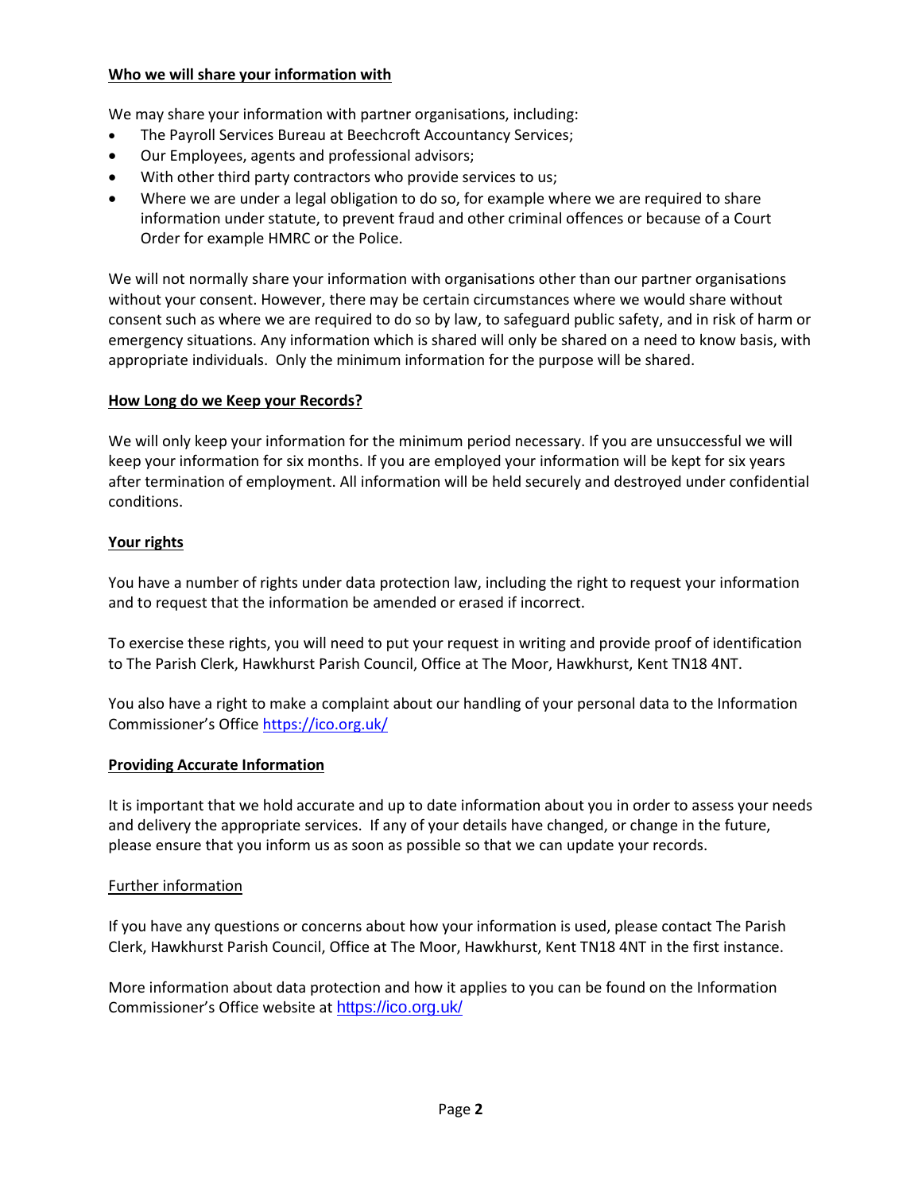## Who we will share your information with

We may share your information with partner organisations, including:

- The Payroll Services Bureau at Beechcroft Accountancy Services;
- Our Employees, agents and professional advisors;
- With other third party contractors who provide services to us;
- Where we are under a legal obligation to do so, for example where we are required to share information under statute, to prevent fraud and other criminal offences or because of a Court Order for example HMRC or the Police.

We will not normally share your information with organisations other than our partner organisations without your consent. However, there may be certain circumstances where we would share without consent such as where we are required to do so by law, to safeguard public safety, and in risk of harm or emergency situations. Any information which is shared will only be shared on a need to know basis, with appropriate individuals. Only the minimum information for the purpose will be shared.

## How Long do we Keep your Records?

We will only keep your information for the minimum period necessary. If you are unsuccessful we will keep your information for six months. If you are employed your information will be kept for six years after termination of employment. All information will be held securely and destroyed under confidential conditions.

## Your rights

You have a number of rights under data protection law, including the right to request your information and to request that the information be amended or erased if incorrect.

To exercise these rights, you will need to put your request in writing and provide proof of identification to The Parish Clerk, Hawkhurst Parish Council, Office at The Moor, Hawkhurst, Kent TN18 4NT.

You also have a right to make a complaint about our handling of your personal data to the Information Commissioner's Office https://ico.org.uk/

## Providing Accurate Information

It is important that we hold accurate and up to date information about you in order to assess your needs and delivery the appropriate services. If any of your details have changed, or change in the future, please ensure that you inform us as soon as possible so that we can update your records.

## Further information

If you have any questions or concerns about how your information is used, please contact The Parish Clerk, Hawkhurst Parish Council, Office at The Moor, Hawkhurst, Kent TN18 4NT in the first instance.

More information about data protection and how it applies to you can be found on the Information Commissioner's Office website at https://ico.org.uk/